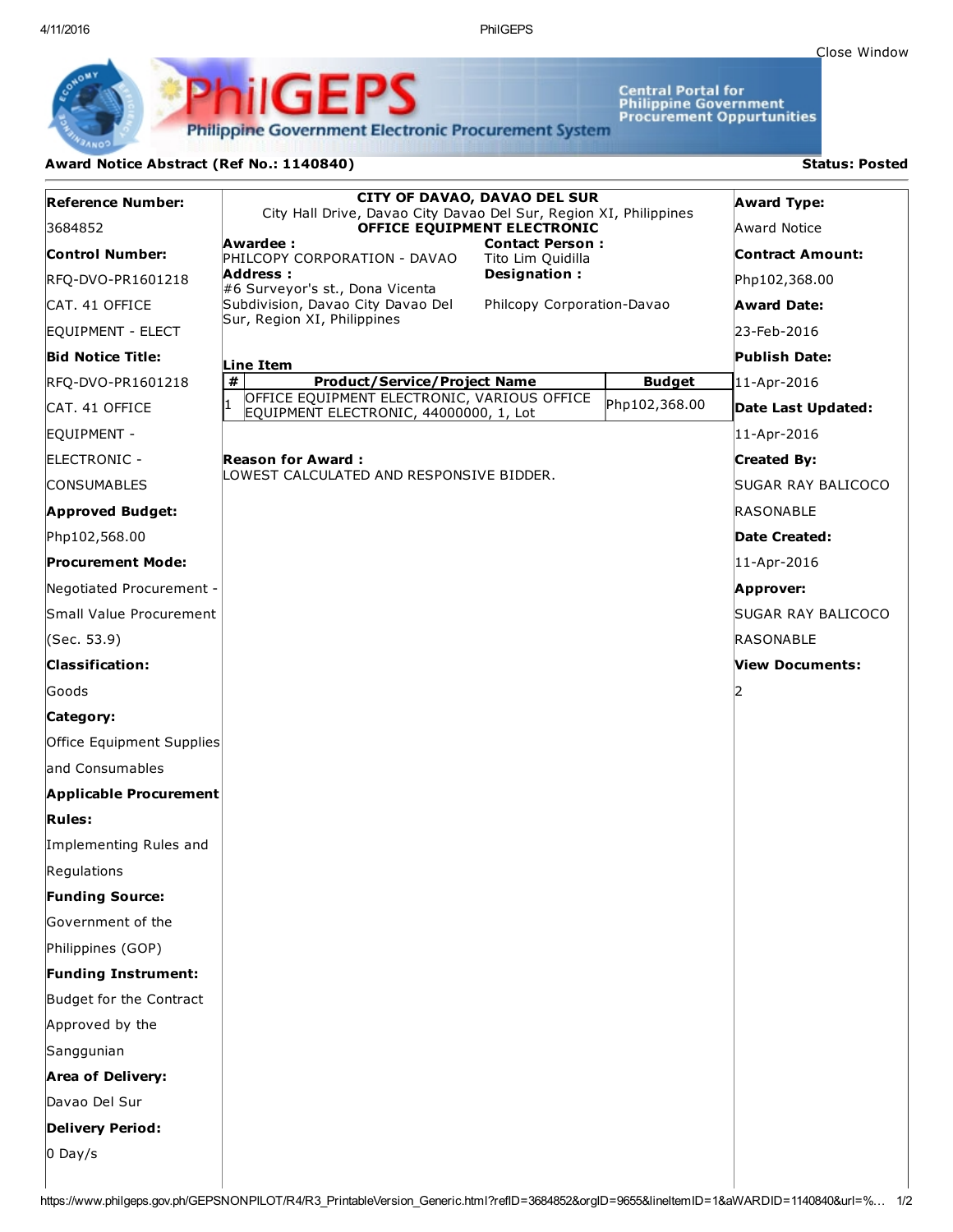Close Window

# PhilGEPS

Philippine Government Electronic Procurement System

Central Portal for Philippine Government Procurement Oppurtunities

**Award Notice Abstract (Ref No.: 1140840)** — **Status: Posted**

**Reference Number:**
3684852

**Control Number:**
RFQ-DVO-PR1601218 CAT. 41 OFFICE EQUIPMENT - ELECT

**Bid Notice Title:**
RFQ-DVO-PR1601218 CAT. 41 OFFICE EQUIPMENT - ELECTRONIC - CONSUMABLES

**Approved Budget:**
Php102,568.00

**Procurement Mode:**
Negotiated Procurement - Small Value Procurement (Sec. 53.9)

**Classification:**
Goods

**Category:**
Office Equipment Supplies and Consumables

**Applicable Procurement Rules:**
Implementing Rules and Regulations

**Funding Source:**
Government of the Philippines (GOP)

**Funding Instrument:**
Budget for the Contract Approved by the Sanggunian

**Area of Delivery:**
Davao Del Sur

**Delivery Period:**
0 Day/s

---

**CITY OF DAVAO, DAVAO DEL SUR**
City Hall Drive, Davao City Davao Del Sur, Region XI, Philippines
**OFFICE EQUIPMENT ELECTRONIC**

**Awardee :**
PHILCOPY CORPORATION - DAVAO

**Address :**
#6 Surveyor's st., Dona Vicenta Subdivision, Davao City Davao Del Sur, Region XI, Philippines

**Contact Person :**
Tito Lim Quidilla

**Designation :**
Philcopy Corporation-Davao

**Line Item**

| # | Product/Service/Project Name | Budget |
|---|---|---|
| 1 | OFFICE EQUIPMENT ELECTRONIC, VARIOUS OFFICE EQUIPMENT ELECTRONIC, 44000000, 1, Lot | Php102,368.00 |

**Reason for Award :**
LOWEST CALCULATED AND RESPONSIVE BIDDER.

---

**Award Type:**
Award Notice

**Contract Amount:**
Php102,368.00

**Award Date:**
23-Feb-2016

**Publish Date:**
11-Apr-2016

**Date Last Updated:**
11-Apr-2016

**Created By:**
SUGAR RAY BALICOCO RASONABLE

**Date Created:**
11-Apr-2016

**Approver:**
SUGAR RAY BALICOCO RASONABLE

**View Documents:**
2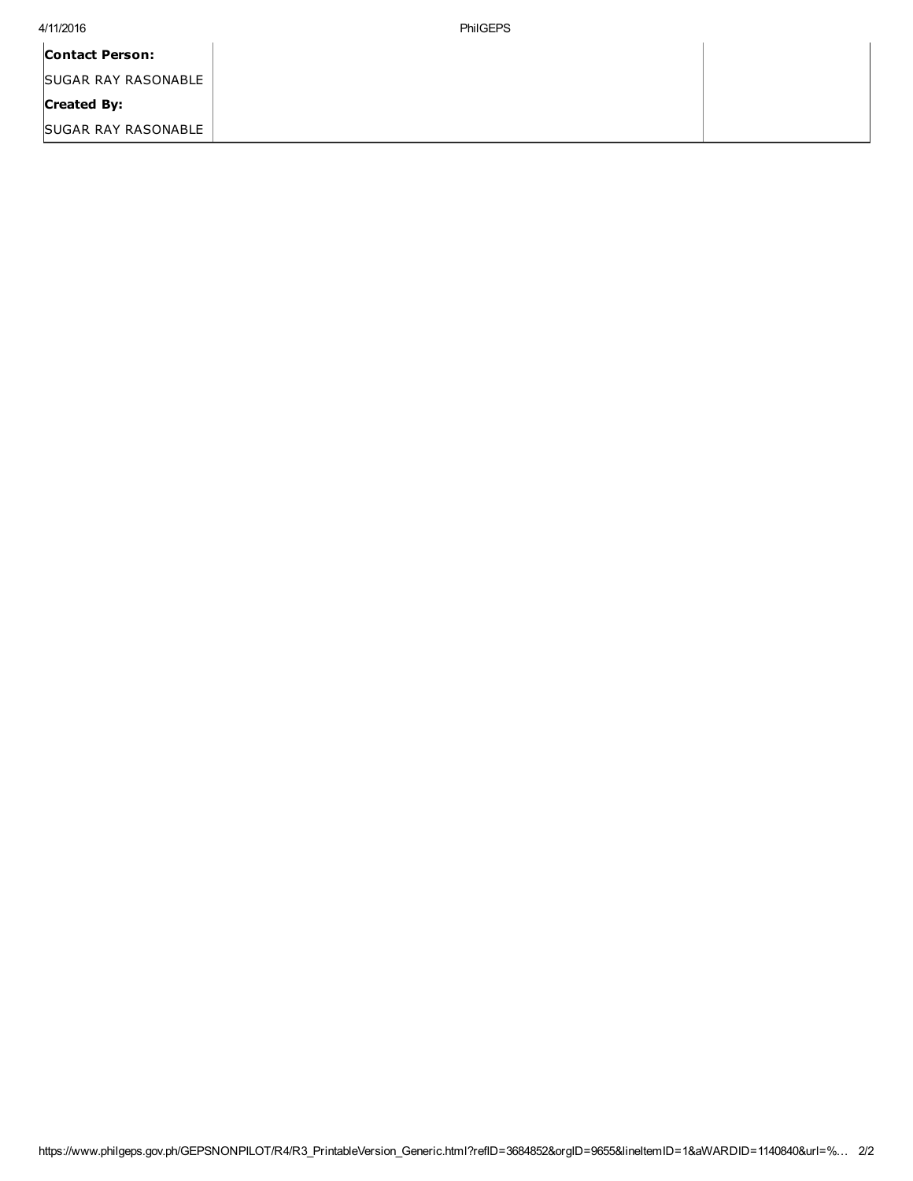| | | |
|---|---|---|
| **Contact Person:** | | |
| SUGAR RAY RASONABLE | | |
| **Created By:** | | |
| SUGAR RAY RASONABLE | | |